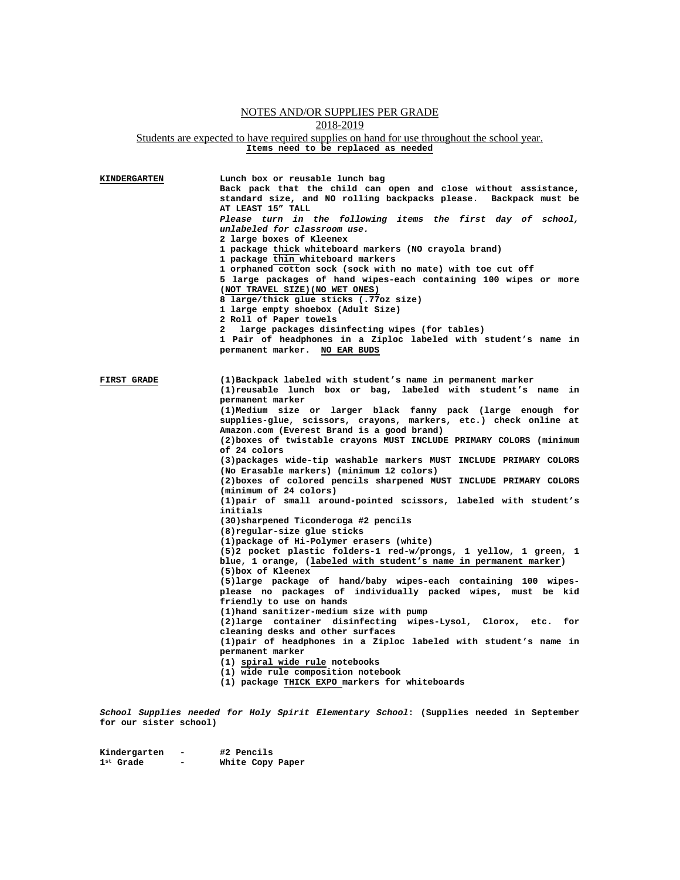<u>NOTES AND/OR SUPPLIES PER GRADE</u>

<u>2018-2019</u>

<u>Students are expected to have required supplies on hand for use throughout the school year.</u>

**<u>Items need to be replaced as needed</u>**

**<u>KINDERGARTEN</u>**

**Lunch box or reusable lunch bag**
**Back pack that the child can open and close without assistance, standard size, and NO rolling backpacks please. Backpack must be AT LEAST 15" TALL**
***Please turn in the following items the first day of school, unlabeled for classroom use.***
**2 large boxes of Kleenex**
**1 package <u>thick</u> whiteboard markers (NO crayola brand)**
**1 package <u>thin</u> whiteboard markers**
**1 orphaned cotton sock (sock with no mate) with toe cut off**
**5 large packages of hand wipes-each containing 100 wipes or more (<u>NOT TRAVEL SIZE</u>)(<u>NO WET ONES</u>)**
**8 large/thick glue sticks (.77oz size)**
**1 large empty shoebox (Adult Size)**
**2 Roll of Paper towels**
**2 large packages disinfecting wipes (for tables)**
**1 Pair of headphones in a Ziploc labeled with student's name in permanent marker. <u>NO EAR BUDS</u>**

**<u>FIRST GRADE</u>**

**(1)Backpack labeled with student's name in permanent marker**
**(1)reusable lunch box or bag, labeled with student's name in permanent marker**
**(1)Medium size or larger black fanny pack (large enough for supplies-glue, scissors, crayons, markers, etc.) check online at Amazon.com (Everest Brand is a good brand)**
**(2)boxes of twistable crayons MUST INCLUDE PRIMARY COLORS (minimum of 24 colors**
**(3)packages wide-tip washable markers MUST INCLUDE PRIMARY COLORS (No Erasable markers) (minimum 12 colors)**
**(2)boxes of colored pencils sharpened MUST INCLUDE PRIMARY COLORS (minimum of 24 colors)**
**(1)pair of small around-pointed scissors, labeled with student's initials**
**(30)sharpened Ticonderoga #2 pencils**
**(8)regular-size glue sticks**
**(1)package of Hi-Polymer erasers (white)**
**(5)2 pocket plastic folders-1 red-w/prongs, 1 yellow, 1 green, 1 blue, 1 orange, (<u>labeled with student's name in permanent marker</u>)**
**(5)box of Kleenex**
**(5)large package of hand/baby wipes-each containing 100 wipes- please no packages of individually packed wipes, must be kid friendly to use on hands**
**(1)hand sanitizer-medium size with pump**
**(2)large container disinfecting wipes-Lysol, Clorox, etc. for cleaning desks and other surfaces**
**(1)pair of headphones in a Ziploc labeled with student's name in permanent marker**
**(1) <u>spiral wide rule</u> notebooks**
**(1) wide rule composition notebook**
**(1) package <u>THICK EXPO</u> markers for whiteboards**

***School Supplies needed for Holy Spirit Elementary School*: (Supplies needed in September for our sister school)**

| | | |
|---|---|---|
| **Kindergarten** | **-** | **#2 Pencils** |
| **1st Grade** | **-** | **White Copy Paper** |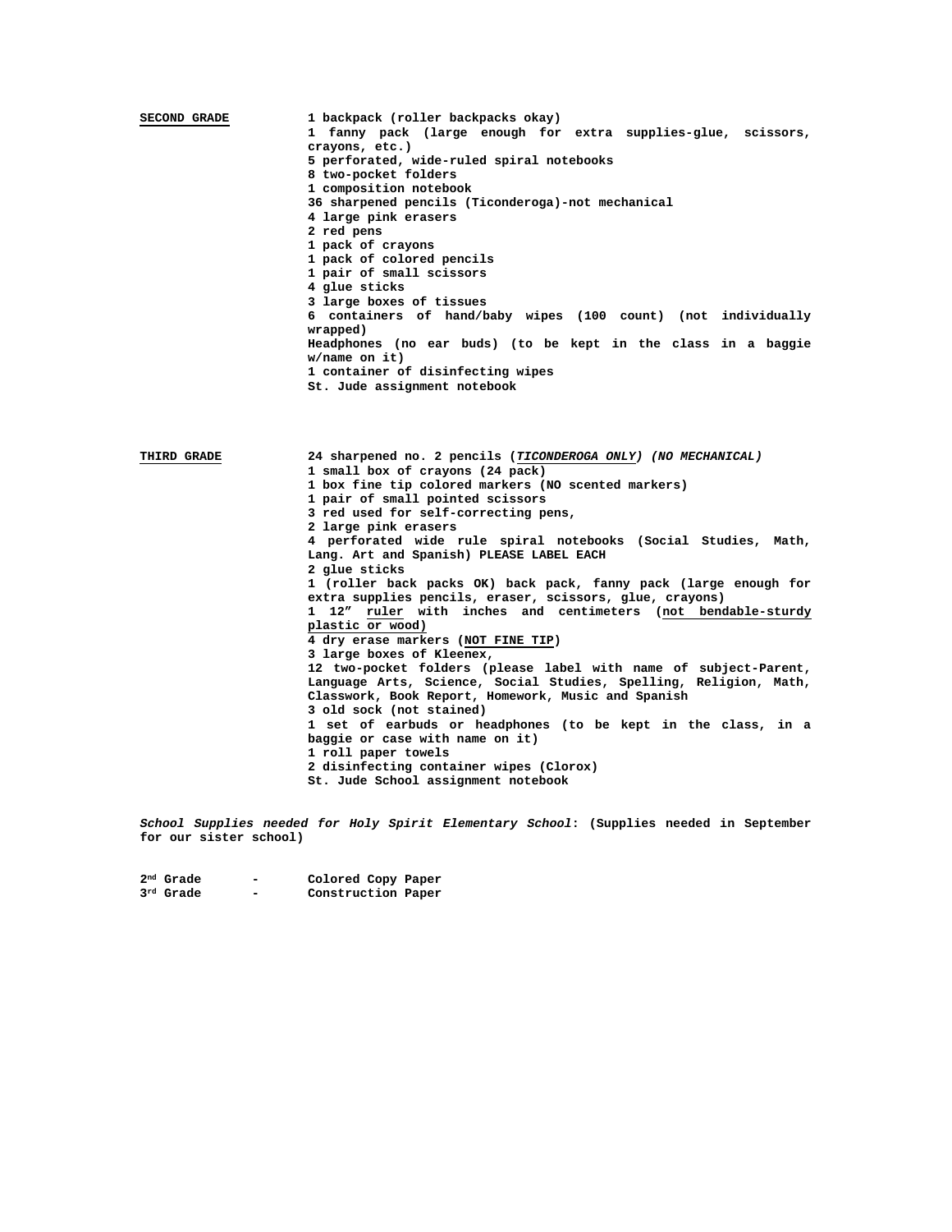**SECOND GRADE**

- 1 backpack (roller backpacks okay)
- 1 fanny pack (large enough for extra supplies-glue, scissors, crayons, etc.)
- 5 perforated, wide-ruled spiral notebooks
- 8 two-pocket folders
- 1 composition notebook
- 36 sharpened pencils (Ticonderoga)-not mechanical
- 4 large pink erasers
- 2 red pens
- 1 pack of crayons
- 1 pack of colored pencils
- 1 pair of small scissors
- 4 glue sticks
- 3 large boxes of tissues
- 6 containers of hand/baby wipes (100 count) (not individually wrapped)
- Headphones (no ear buds) (to be kept in the class in a baggie w/name on it)
- 1 container of disinfecting wipes
- St. Jude assignment notebook

**THIRD GRADE**

- 24 sharpened no. 2 pencils (***TICONDEROGA ONLY***) ***(NO MECHANICAL)***
- 1 small box of crayons (24 pack)
- 1 box fine tip colored markers (NO scented markers)
- 1 pair of small pointed scissors
- 3 red used for self-correcting pens,
- 2 large pink erasers
- 4 perforated wide rule spiral notebooks (Social Studies, Math, Lang. Art and Spanish) PLEASE LABEL EACH
- 2 glue sticks
- 1 (roller back packs OK) back pack, fanny pack (large enough for extra supplies pencils, eraser, scissors, glue, crayons)
- 1 12″ ruler with inches and centimeters (not bendable-sturdy plastic or wood)
- 4 dry erase markers (**NOT FINE TIP**)
- 3 large boxes of Kleenex,
- 12 two-pocket folders (please label with name of subject-Parent, Language Arts, Science, Social Studies, Spelling, Religion, Math, Classwork, Book Report, Homework, Music and Spanish
- 3 old sock (not stained)
- 1 set of earbuds or headphones (to be kept in the class, in a baggie or case with name on it)
- 1 roll paper towels
- 2 disinfecting container wipes (Clorox)
- St. Jude School assignment notebook

***School Supplies needed for Holy Spirit Elementary School*: (Supplies needed in September for our sister school)**

**2nd Grade - Colored Copy Paper**
**3rd Grade - Construction Paper**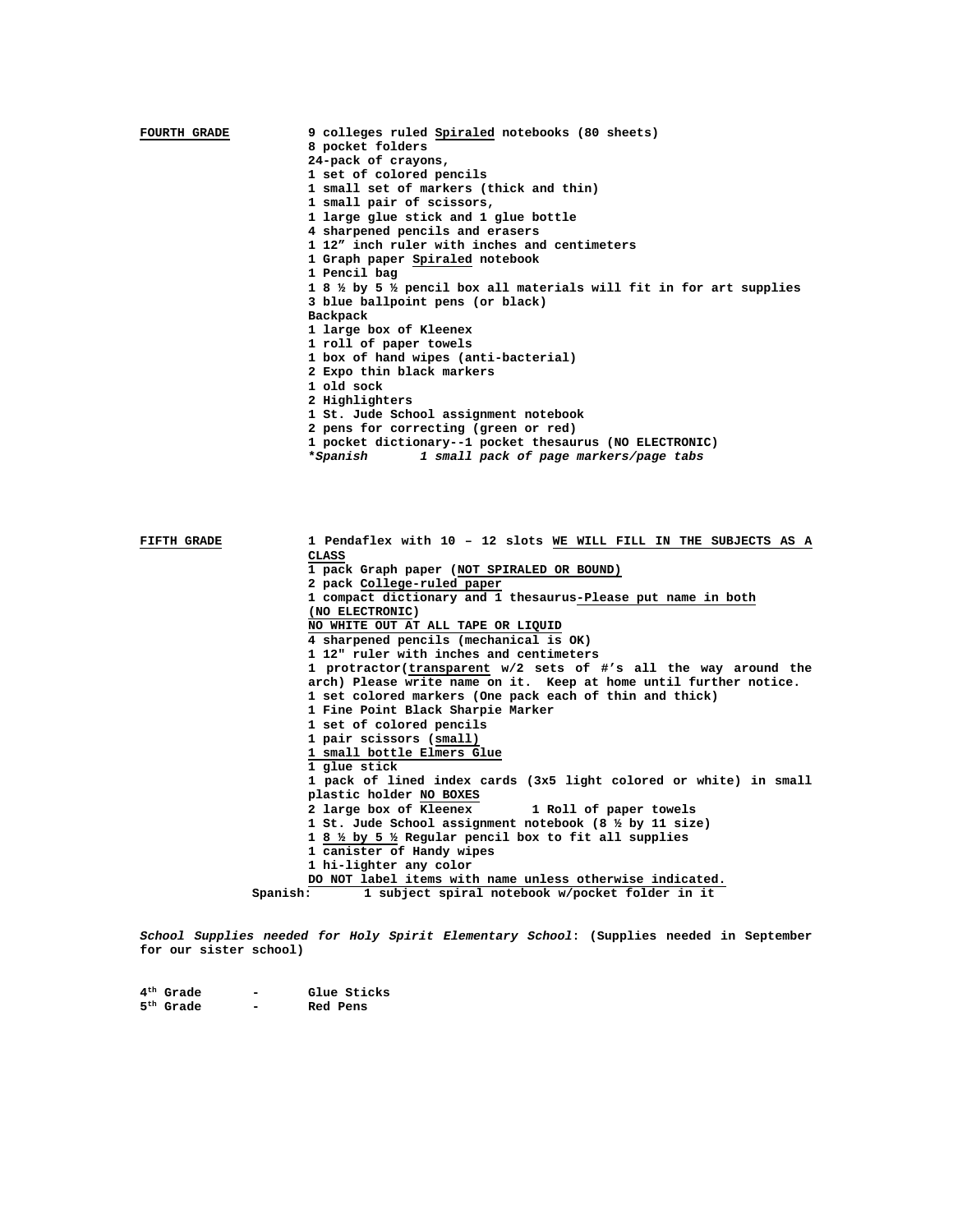**<u>FOURTH GRADE</u>**

**9 colleges ruled <u>Spiraled</u> notebooks (80 sheets)**
**8 pocket folders**
**24-pack of crayons,**
**1 set of colored pencils**
**1 small set of markers (thick and thin)**
**1 small pair of scissors,**
**1 large glue stick and 1 glue bottle**
**4 sharpened pencils and erasers**
**1 12" inch ruler with inches and centimeters**
**1 Graph paper <u>Spiraled</u> notebook**
**1 Pencil bag**
**1 8 ½ by 5 ½ pencil box all materials will fit in for art supplies**
**3 blue ballpoint pens (or black)**
**Backpack**
**1 large box of Kleenex**
**1 roll of paper towels**
**1 box of hand wipes (anti-bacterial)**
**2 Expo thin black markers**
**1 old sock**
**2 Highlighters**
**1 St. Jude School assignment notebook**
**2 pens for correcting (green or red)**
**1 pocket dictionary--1 pocket thesaurus (NO ELECTRONIC)**
***\*Spanish 1 small pack of page markers/page tabs***

**<u>FIFTH GRADE</u>**

**1 Pendaflex with 10 – 12 slots <u>WE WILL FILL IN THE SUBJECTS AS A CLASS</u>**
**1 pack Graph paper (<u>NOT SPIRALED OR BOUND)</u>**
**2 pack <u>College-ruled paper</u>**
**1 compact dictionary and 1 thesaurus<u>-Please put name in both (NO ELECTRONIC)</u>**
**<u>NO WHITE OUT AT ALL TAPE OR LIQUID</u>**
**4 sharpened pencils (mechanical is OK)**
**1 12" ruler with inches and centimeters**
**1 protractor(<u>transparent</u> w/2 sets of #'s all the way around the arch) Please write name on it. Keep at home until further notice.**
**1 set colored markers (One pack each of thin and thick)**
**1 Fine Point Black Sharpie Marker**
**1 set of colored pencils**
**1 pair scissors (<u>small)</u>**
**<u>1 small bottle Elmers Glue</u>**
**1 glue stick**
**1 pack of lined index cards (3x5 light colored or white) in small plastic holder <u>NO BOXES</u>**
**2 large box of Kleenex 1 Roll of paper towels**
**1 St. Jude School assignment notebook (8 ½ by 11 size)**
**1 <u>8 ½ by 5 ½</u> Regular pencil box to fit all supplies**
**1 canister of Handy wipes**
**1 hi-lighter any color**
**<u>DO NOT label items with name unless otherwise indicated.</u>**
**Spanish: <u>1 subject spiral notebook w/pocket folder in it</u>**

***School Supplies needed for Holy Spirit Elementary School*: (Supplies needed in September for our sister school)**

**4th Grade - Glue Sticks**
**5th Grade - Red Pens**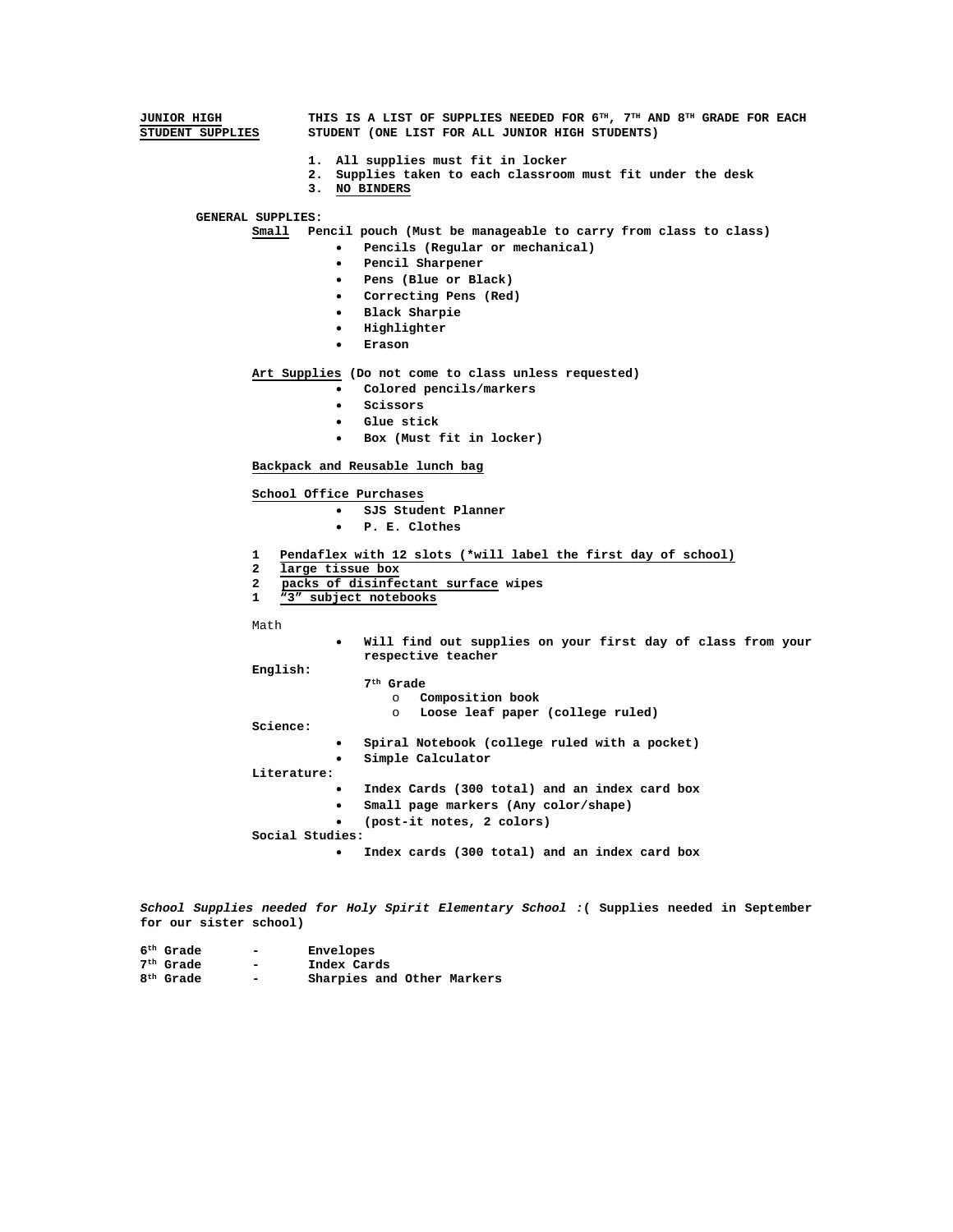**JUNIOR HIGH STUDENT SUPPLIES**

**THIS IS A LIST OF SUPPLIES NEEDED FOR 6TH, 7TH AND 8TH GRADE FOR EACH STUDENT (ONE LIST FOR ALL JUNIOR HIGH STUDENTS)**

1. **All supplies must fit in locker**
2. **Supplies taken to each classroom must fit under the desk**
3. **NO BINDERS**

**GENERAL SUPPLIES:**

**Small Pencil pouch (Must be manageable to carry from class to class)**

- **Pencils (Regular or mechanical)**
- **Pencil Sharpener**
- **Pens (Blue or Black)**
- **Correcting Pens (Red)**
- **Black Sharpie**
- **Highlighter**
- **Erason**

**Art Supplies (Do not come to class unless requested)**

- **Colored pencils/markers**
- **Scissors**
- **Glue stick**
- **Box (Must fit in locker)**

**Backpack and Reusable lunch bag**

**School Office Purchases**

- **SJS Student Planner**
- **P. E. Clothes**

**1 Pendaflex with 12 slots (*will label the first day of school)**
**2 large tissue box**
**2 packs of disinfectant surface wipes**
**1 "3" subject notebooks**

Math

- **Will find out supplies on your first day of class from your respective teacher**

**English:**

**7th Grade**
- **Composition book**
- **Loose leaf paper (college ruled)**

**Science:**

- **Spiral Notebook (college ruled with a pocket)**
- **Simple Calculator**

**Literature:**

- **Index Cards (300 total) and an index card box**
- **Small page markers (Any color/shape)**
- **(post-it notes, 2 colors)**

**Social Studies:**

- **Index cards (300 total) and an index card box**

***School Supplies needed for Holy Spirit Elementary School :*( Supplies needed in September for our sister school)**

| | | |
|---|---|---|
| **6th Grade** | - | **Envelopes** |
| **7th Grade** | - | **Index Cards** |
| **8th Grade** | - | **Sharpies and Other Markers** |